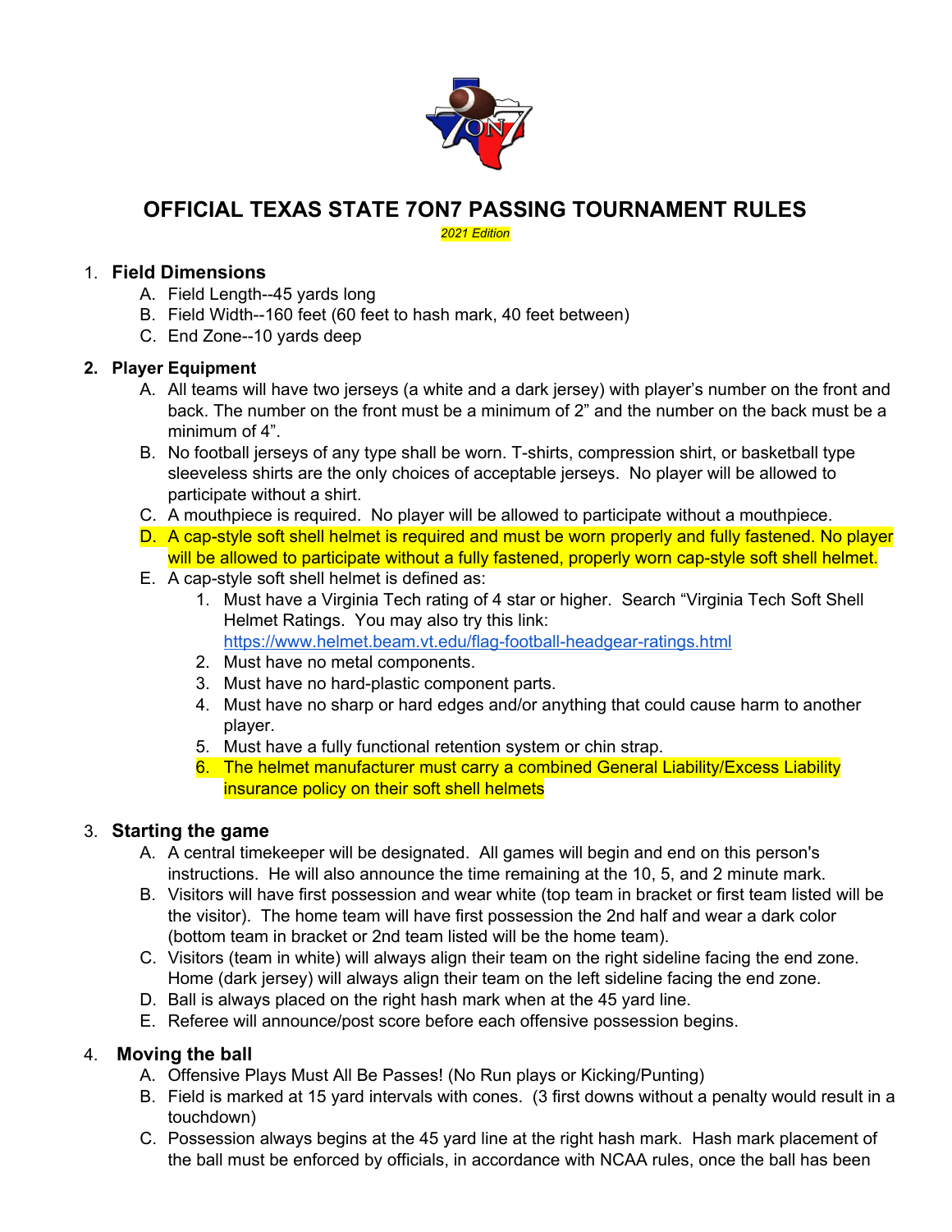# OFFICIAL TEXAS STATE 7ON7 PASSING TOURNAMENT RULES

*2021 Edition*

1. **Field Dimensions**
   A. Field Length--45 yards long
   B. Field Width--160 feet (60 feet to hash mark, 40 feet between)
   C. End Zone--10 yards deep

2. **Player Equipment**
   A. All teams will have two jerseys (a white and a dark jersey) with player's number on the front and back. The number on the front must be a minimum of 2" and the number on the back must be a minimum of 4".
   B. No football jerseys of any type shall be worn. T-shirts, compression shirt, or basketball type sleeveless shirts are the only choices of acceptable jerseys. No player will be allowed to participate without a shirt.
   C. A mouthpiece is required. No player will be allowed to participate without a mouthpiece.
   D. A cap-style soft shell helmet is required and must be worn properly and fully fastened. No player will be allowed to participate without a fully fastened, properly worn cap-style soft shell helmet.
   E. A cap-style soft shell helmet is defined as:
      1. Must have a Virginia Tech rating of 4 star or higher. Search "Virginia Tech Soft Shell Helmet Ratings. You may also try this link: https://www.helmet.beam.vt.edu/flag-football-headgear-ratings.html
      2. Must have no metal components.
      3. Must have no hard-plastic component parts.
      4. Must have no sharp or hard edges and/or anything that could cause harm to another player.
      5. Must have a fully functional retention system or chin strap.
      6. The helmet manufacturer must carry a combined General Liability/Excess Liability insurance policy on their soft shell helmets

3. **Starting the game**
   A. A central timekeeper will be designated. All games will begin and end on this person's instructions. He will also announce the time remaining at the 10, 5, and 2 minute mark.
   B. Visitors will have first possession and wear white (top team in bracket or first team listed will be the visitor). The home team will have first possession the 2nd half and wear a dark color (bottom team in bracket or 2nd team listed will be the home team).
   C. Visitors (team in white) will always align their team on the right sideline facing the end zone. Home (dark jersey) will always align their team on the left sideline facing the end zone.
   D. Ball is always placed on the right hash mark when at the 45 yard line.
   E. Referee will announce/post score before each offensive possession begins.

4. **Moving the ball**
   A. Offensive Plays Must All Be Passes! (No Run plays or Kicking/Punting)
   B. Field is marked at 15 yard intervals with cones. (3 first downs without a penalty would result in a touchdown)
   C. Possession always begins at the 45 yard line at the right hash mark. Hash mark placement of the ball must be enforced by officials, in accordance with NCAA rules, once the ball has been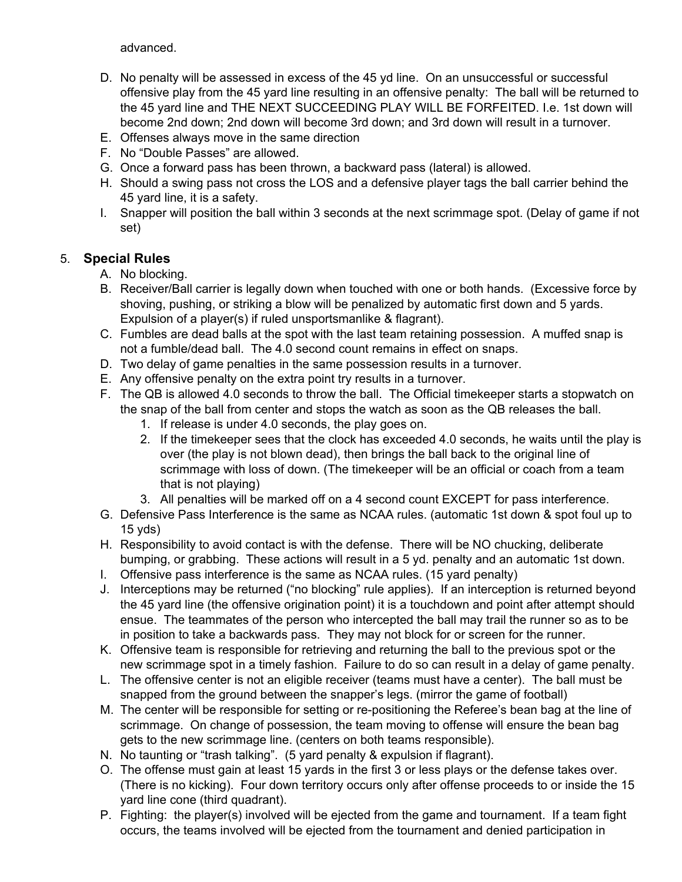advanced.

D. No penalty will be assessed in excess of the 45 yd line. On an unsuccessful or successful offensive play from the 45 yard line resulting in an offensive penalty: The ball will be returned to the 45 yard line and THE NEXT SUCCEEDING PLAY WILL BE FORFEITED. I.e. 1st down will become 2nd down; 2nd down will become 3rd down; and 3rd down will result in a turnover.
E. Offenses always move in the same direction
F. No "Double Passes" are allowed.
G. Once a forward pass has been thrown, a backward pass (lateral) is allowed.
H. Should a swing pass not cross the LOS and a defensive player tags the ball carrier behind the 45 yard line, it is a safety.
I. Snapper will position the ball within 3 seconds at the next scrimmage spot. (Delay of game if not set)

5. **Special Rules**

A. No blocking.
B. Receiver/Ball carrier is legally down when touched with one or both hands. (Excessive force by shoving, pushing, or striking a blow will be penalized by automatic first down and 5 yards. Expulsion of a player(s) if ruled unsportsmanlike & flagrant).
C. Fumbles are dead balls at the spot with the last team retaining possession. A muffed snap is not a fumble/dead ball. The 4.0 second count remains in effect on snaps.
D. Two delay of game penalties in the same possession results in a turnover.
E. Any offensive penalty on the extra point try results in a turnover.
F. The QB is allowed 4.0 seconds to throw the ball. The Official timekeeper starts a stopwatch on the snap of the ball from center and stops the watch as soon as the QB releases the ball.
   1. If release is under 4.0 seconds, the play goes on.
   2. If the timekeeper sees that the clock has exceeded 4.0 seconds, he waits until the play is over (the play is not blown dead), then brings the ball back to the original line of scrimmage with loss of down. (The timekeeper will be an official or coach from a team that is not playing)
   3. All penalties will be marked off on a 4 second count EXCEPT for pass interference.
G. Defensive Pass Interference is the same as NCAA rules. (automatic 1st down & spot foul up to 15 yds)
H. Responsibility to avoid contact is with the defense. There will be NO chucking, deliberate bumping, or grabbing. These actions will result in a 5 yd. penalty and an automatic 1st down.
I. Offensive pass interference is the same as NCAA rules. (15 yard penalty)
J. Interceptions may be returned ("no blocking" rule applies). If an interception is returned beyond the 45 yard line (the offensive origination point) it is a touchdown and point after attempt should ensue. The teammates of the person who intercepted the ball may trail the runner so as to be in position to take a backwards pass. They may not block for or screen for the runner.
K. Offensive team is responsible for retrieving and returning the ball to the previous spot or the new scrimmage spot in a timely fashion. Failure to do so can result in a delay of game penalty.
L. The offensive center is not an eligible receiver (teams must have a center). The ball must be snapped from the ground between the snapper's legs. (mirror the game of football)
M. The center will be responsible for setting or re-positioning the Referee's bean bag at the line of scrimmage. On change of possession, the team moving to offense will ensure the bean bag gets to the new scrimmage line. (centers on both teams responsible).
N. No taunting or "trash talking". (5 yard penalty & expulsion if flagrant).
O. The offense must gain at least 15 yards in the first 3 or less plays or the defense takes over. (There is no kicking). Four down territory occurs only after offense proceeds to or inside the 15 yard line cone (third quadrant).
P. Fighting: the player(s) involved will be ejected from the game and tournament. If a team fight occurs, the teams involved will be ejected from the tournament and denied participation in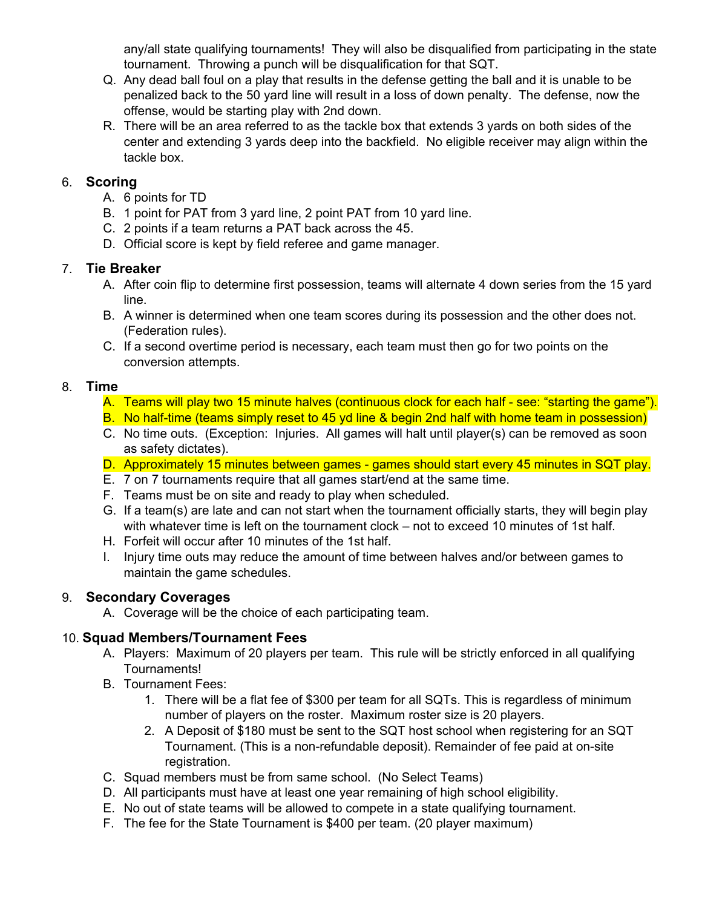any/all state qualifying tournaments! They will also be disqualified from participating in the state tournament. Throwing a punch will be disqualification for that SQT.

Q. Any dead ball foul on a play that results in the defense getting the ball and it is unable to be penalized back to the 50 yard line will result in a loss of down penalty. The defense, now the offense, would be starting play with 2nd down.

R. There will be an area referred to as the tackle box that extends 3 yards on both sides of the center and extending 3 yards deep into the backfield. No eligible receiver may align within the tackle box.

## 6. Scoring

A. 6 points for TD

B. 1 point for PAT from 3 yard line, 2 point PAT from 10 yard line.

C. 2 points if a team returns a PAT back across the 45.

D. Official score is kept by field referee and game manager.

## 7. Tie Breaker

A. After coin flip to determine first possession, teams will alternate 4 down series from the 15 yard line.

B. A winner is determined when one team scores during its possession and the other does not. (Federation rules).

C. If a second overtime period is necessary, each team must then go for two points on the conversion attempts.

## 8. Time

A. Teams will play two 15 minute halves (continuous clock for each half - see: "starting the game").

B. No half-time (teams simply reset to 45 yd line & begin 2nd half with home team in possession)

C. No time outs. (Exception: Injuries. All games will halt until player(s) can be removed as soon as safety dictates).

D. Approximately 15 minutes between games - games should start every 45 minutes in SQT play.

E. 7 on 7 tournaments require that all games start/end at the same time.

F. Teams must be on site and ready to play when scheduled.

G. If a team(s) are late and can not start when the tournament officially starts, they will begin play with whatever time is left on the tournament clock – not to exceed 10 minutes of 1st half.

H. Forfeit will occur after 10 minutes of the 1st half.

I. Injury time outs may reduce the amount of time between halves and/or between games to maintain the game schedules.

## 9. Secondary Coverages

A. Coverage will be the choice of each participating team.

## 10. Squad Members/Tournament Fees

A. Players: Maximum of 20 players per team. This rule will be strictly enforced in all qualifying Tournaments!

B. Tournament Fees:

1. There will be a flat fee of $300 per team for all SQTs. This is regardless of minimum number of players on the roster. Maximum roster size is 20 players.
2. A Deposit of $180 must be sent to the SQT host school when registering for an SQT Tournament. (This is a non-refundable deposit). Remainder of fee paid at on-site registration.

C. Squad members must be from same school. (No Select Teams)

D. All participants must have at least one year remaining of high school eligibility.

E. No out of state teams will be allowed to compete in a state qualifying tournament.

F. The fee for the State Tournament is $400 per team. (20 player maximum)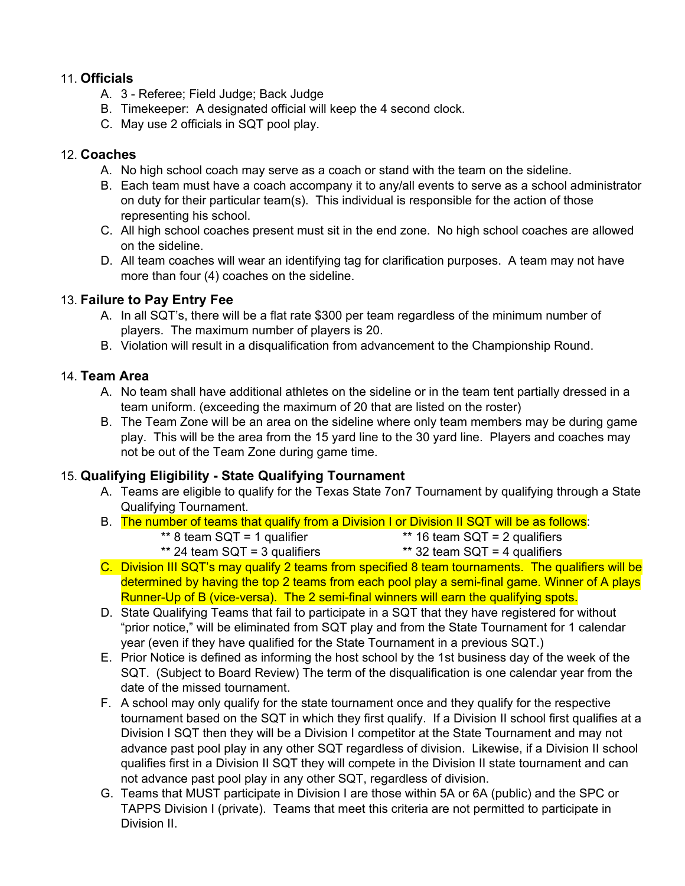11. **Officials**
    A. 3 - Referee; Field Judge; Back Judge
    B. Timekeeper: A designated official will keep the 4 second clock.
    C. May use 2 officials in SQT pool play.

12. **Coaches**
    A. No high school coach may serve as a coach or stand with the team on the sideline.
    B. Each team must have a coach accompany it to any/all events to serve as a school administrator on duty for their particular team(s). This individual is responsible for the action of those representing his school.
    C. All high school coaches present must sit in the end zone. No high school coaches are allowed on the sideline.
    D. All team coaches will wear an identifying tag for clarification purposes. A team may not have more than four (4) coaches on the sideline.

13. **Failure to Pay Entry Fee**
    A. In all SQT's, there will be a flat rate $300 per team regardless of the minimum number of players. The maximum number of players is 20.
    B. Violation will result in a disqualification from advancement to the Championship Round.

14. **Team Area**
    A. No team shall have additional athletes on the sideline or in the team tent partially dressed in a team uniform. (exceeding the maximum of 20 that are listed on the roster)
    B. The Team Zone will be an area on the sideline where only team members may be during game play. This will be the area from the 15 yard line to the 30 yard line. Players and coaches may not be out of the Team Zone during game time.

15. **Qualifying Eligibility - State Qualifying Tournament**
    A. Teams are eligible to qualify for the Texas State 7on7 Tournament by qualifying through a State Qualifying Tournament.
    B. The number of teams that qualify from a Division I or Division II SQT will be as follows:
       ** 8 team SQT = 1 qualifier
       ** 16 team SQT = 2 qualifiers
       ** 24 team SQT = 3 qualifiers
       ** 32 team SQT = 4 qualifiers
    C. Division III SQT's may qualify 2 teams from specified 8 team tournaments. The qualifiers will be determined by having the top 2 teams from each pool play a semi-final game. Winner of A plays Runner-Up of B (vice-versa). The 2 semi-final winners will earn the qualifying spots.
    D. State Qualifying Teams that fail to participate in a SQT that they have registered for without "prior notice," will be eliminated from SQT play and from the State Tournament for 1 calendar year (even if they have qualified for the State Tournament in a previous SQT.)
    E. Prior Notice is defined as informing the host school by the 1st business day of the week of the SQT. (Subject to Board Review) The term of the disqualification is one calendar year from the date of the missed tournament.
    F. A school may only qualify for the state tournament once and they qualify for the respective tournament based on the SQT in which they first qualify. If a Division II school first qualifies at a Division I SQT then they will be a Division I competitor at the State Tournament and may not advance past pool play in any other SQT regardless of division. Likewise, if a Division II school qualifies first in a Division II SQT they will compete in the Division II state tournament and can not advance past pool play in any other SQT, regardless of division.
    G. Teams that MUST participate in Division I are those within 5A or 6A (public) and the SPC or TAPPS Division I (private). Teams that meet this criteria are not permitted to participate in Division II.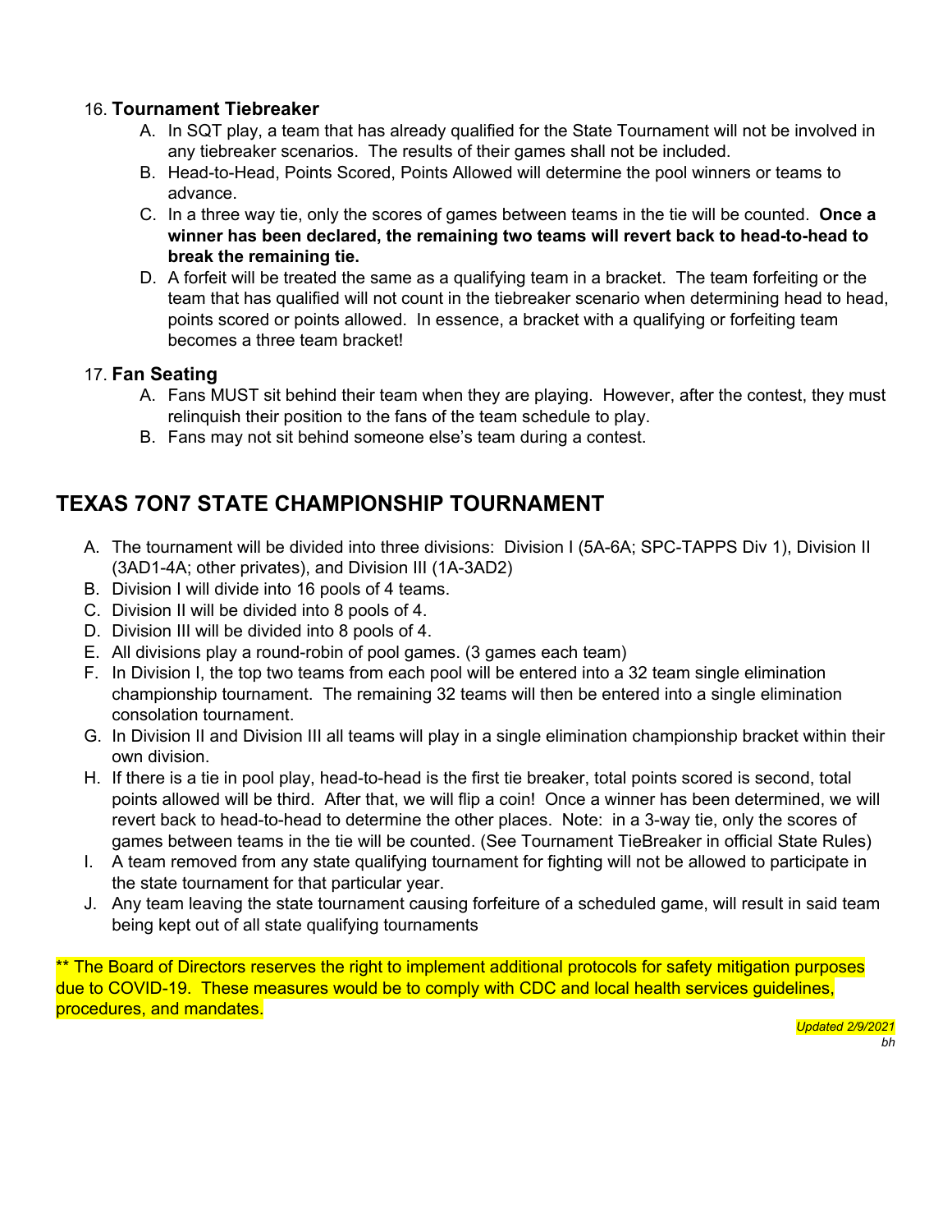16. **Tournament Tiebreaker**

   A. In SQT play, a team that has already qualified for the State Tournament will not be involved in any tiebreaker scenarios. The results of their games shall not be included.

   B. Head-to-Head, Points Scored, Points Allowed will determine the pool winners or teams to advance.

   C. In a three way tie, only the scores of games between teams in the tie will be counted. **Once a winner has been declared, the remaining two teams will revert back to head-to-head to break the remaining tie.**

   D. A forfeit will be treated the same as a qualifying team in a bracket. The team forfeiting or the team that has qualified will not count in the tiebreaker scenario when determining head to head, points scored or points allowed. In essence, a bracket with a qualifying or forfeiting team becomes a three team bracket!

17. **Fan Seating**

   A. Fans MUST sit behind their team when they are playing. However, after the contest, they must relinquish their position to the fans of the team schedule to play.

   B. Fans may not sit behind someone else's team during a contest.

## TEXAS 7ON7 STATE CHAMPIONSHIP TOURNAMENT

A. The tournament will be divided into three divisions: Division I (5A-6A; SPC-TAPPS Div 1), Division II (3AD1-4A; other privates), and Division III (1A-3AD2)

B. Division I will divide into 16 pools of 4 teams.

C. Division II will be divided into 8 pools of 4.

D. Division III will be divided into 8 pools of 4.

E. All divisions play a round-robin of pool games. (3 games each team)

F. In Division I, the top two teams from each pool will be entered into a 32 team single elimination championship tournament. The remaining 32 teams will then be entered into a single elimination consolation tournament.

G. In Division II and Division III all teams will play in a single elimination championship bracket within their own division.

H. If there is a tie in pool play, head-to-head is the first tie breaker, total points scored is second, total points allowed will be third. After that, we will flip a coin! Once a winner has been determined, we will revert back to head-to-head to determine the other places. Note: in a 3-way tie, only the scores of games between teams in the tie will be counted. (See Tournament TieBreaker in official State Rules)

I. A team removed from any state qualifying tournament for fighting will not be allowed to participate in the state tournament for that particular year.

J. Any team leaving the state tournament causing forfeiture of a scheduled game, will result in said team being kept out of all state qualifying tournaments

** The Board of Directors reserves the right to implement additional protocols for safety mitigation purposes due to COVID-19. These measures would be to comply with CDC and local health services guidelines, procedures, and mandates.

*Updated 2/9/2021*
*bh*